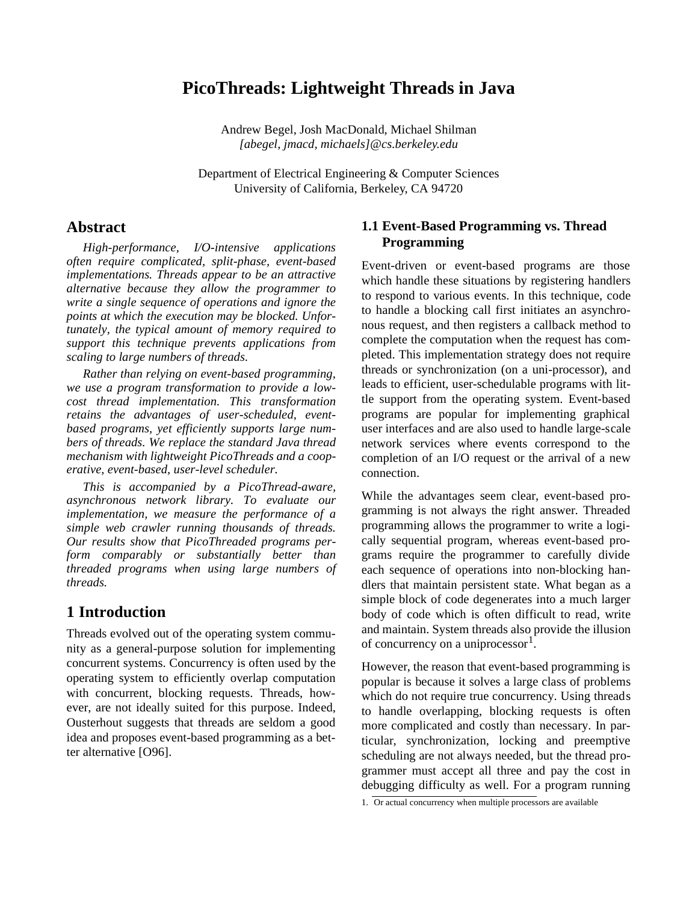# PicoThreads: Lightweight Threads in Java

Andrew Begel, Josh MacDonald, Michael Shilman
*[abegel, jmacd, michaels]@cs.berkeley.edu*

Department of Electrical Engineering & Computer Sciences
University of California, Berkeley, CA 94720

## Abstract

*High-performance, I/O-intensive applications often require complicated, split-phase, event-based implementations. Threads appear to be an attractive alternative because they allow the programmer to write a single sequence of operations and ignore the points at which the execution may be blocked. Unfortunately, the typical amount of memory required to support this technique prevents applications from scaling to large numbers of threads.*

*Rather than relying on event-based programming, we use a program transformation to provide a low-cost thread implementation. This transformation retains the advantages of user-scheduled, event-based programs, yet efficiently supports large numbers of threads. We replace the standard Java thread mechanism with lightweight PicoThreads and a cooperative, event-based, user-level scheduler.*

*This is accompanied by a PicoThread-aware, asynchronous network library. To evaluate our implementation, we measure the performance of a simple web crawler running thousands of threads. Our results show that PicoThreaded programs perform comparably or substantially better than threaded programs when using large numbers of threads.*

## 1 Introduction

Threads evolved out of the operating system community as a general-purpose solution for implementing concurrent systems. Concurrency is often used by the operating system to efficiently overlap computation with concurrent, blocking requests. Threads, however, are not ideally suited for this purpose. Indeed, Ousterhout suggests that threads are seldom a good idea and proposes event-based programming as a better alternative [O96].

### 1.1 Event-Based Programming vs. Thread Programming

Event-driven or event-based programs are those which handle these situations by registering handlers to respond to various events. In this technique, code to handle a blocking call first initiates an asynchronous request, and then registers a callback method to complete the computation when the request has completed. This implementation strategy does not require threads or synchronization (on a uni-processor), and leads to efficient, user-schedulable programs with little support from the operating system. Event-based programs are popular for implementing graphical user interfaces and are also used to handle large-scale network services where events correspond to the completion of an I/O request or the arrival of a new connection.

While the advantages seem clear, event-based programming is not always the right answer. Threaded programming allows the programmer to write a logically sequential program, whereas event-based programs require the programmer to carefully divide each sequence of operations into non-blocking handlers that maintain persistent state. What began as a simple block of code degenerates into a much larger body of code which is often difficult to read, write and maintain. System threads also provide the illusion of concurrency on a uniprocessor[1].

However, the reason that event-based programming is popular is because it solves a large class of problems which do not require true concurrency. Using threads to handle overlapping, blocking requests is often more complicated and costly than necessary. In particular, synchronization, locking and preemptive scheduling are not always needed, but the thread programmer must accept all three and pay the cost in debugging difficulty as well. For a program running

1. Or actual concurrency when multiple processors are available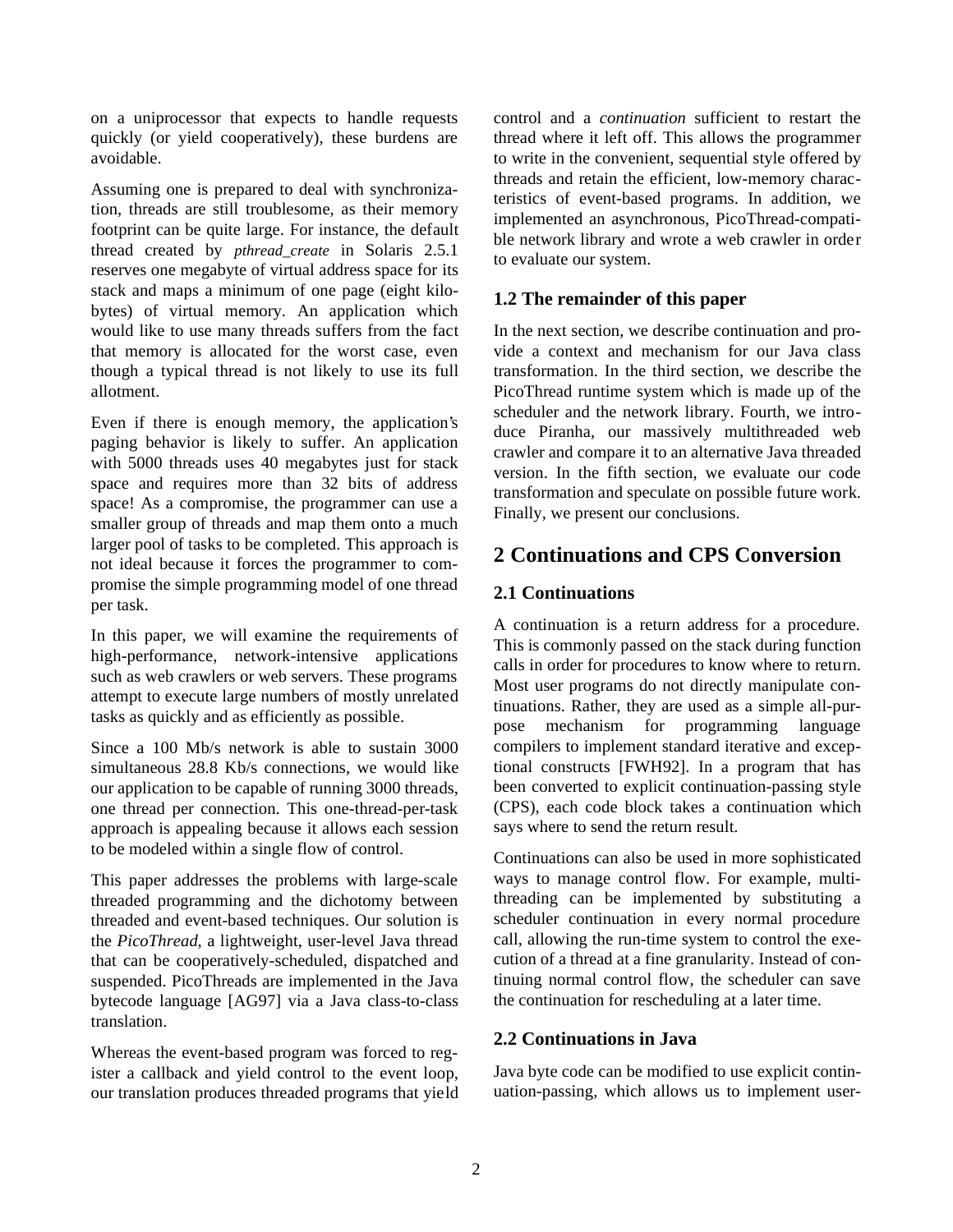on a uniprocessor that expects to handle requests quickly (or yield cooperatively), these burdens are avoidable.

Assuming one is prepared to deal with synchronization, threads are still troublesome, as their memory footprint can be quite large. For instance, the default thread created by *pthread_create* in Solaris 2.5.1 reserves one megabyte of virtual address space for its stack and maps a minimum of one page (eight kilobytes) of virtual memory. An application which would like to use many threads suffers from the fact that memory is allocated for the worst case, even though a typical thread is not likely to use its full allotment.

Even if there is enough memory, the application's paging behavior is likely to suffer. An application with 5000 threads uses 40 megabytes just for stack space and requires more than 32 bits of address space! As a compromise, the programmer can use a smaller group of threads and map them onto a much larger pool of tasks to be completed. This approach is not ideal because it forces the programmer to compromise the simple programming model of one thread per task.

In this paper, we will examine the requirements of high-performance, network-intensive applications such as web crawlers or web servers. These programs attempt to execute large numbers of mostly unrelated tasks as quickly and as efficiently as possible.

Since a 100 Mb/s network is able to sustain 3000 simultaneous 28.8 Kb/s connections, we would like our application to be capable of running 3000 threads, one thread per connection. This one-thread-per-task approach is appealing because it allows each session to be modeled within a single flow of control.

This paper addresses the problems with large-scale threaded programming and the dichotomy between threaded and event-based techniques. Our solution is the *PicoThread*, a lightweight, user-level Java thread that can be cooperatively-scheduled, dispatched and suspended. PicoThreads are implemented in the Java bytecode language [AG97] via a Java class-to-class translation.

Whereas the event-based program was forced to register a callback and yield control to the event loop, our translation produces threaded programs that yield control and a *continuation* sufficient to restart the thread where it left off. This allows the programmer to write in the convenient, sequential style offered by threads and retain the efficient, low-memory characteristics of event-based programs. In addition, we implemented an asynchronous, PicoThread-compatible network library and wrote a web crawler in order to evaluate our system.

### 1.2 The remainder of this paper

In the next section, we describe continuation and provide a context and mechanism for our Java class transformation. In the third section, we describe the PicoThread runtime system which is made up of the scheduler and the network library. Fourth, we introduce Piranha, our massively multithreaded web crawler and compare it to an alternative Java threaded version. In the fifth section, we evaluate our code transformation and speculate on possible future work. Finally, we present our conclusions.

## 2 Continuations and CPS Conversion

### 2.1 Continuations

A continuation is a return address for a procedure. This is commonly passed on the stack during function calls in order for procedures to know where to return. Most user programs do not directly manipulate continuations. Rather, they are used as a simple all-purpose mechanism for programming language compilers to implement standard iterative and exceptional constructs [FWH92]. In a program that has been converted to explicit continuation-passing style (CPS), each code block takes a continuation which says where to send the return result.

Continuations can also be used in more sophisticated ways to manage control flow. For example, multithreading can be implemented by substituting a scheduler continuation in every normal procedure call, allowing the run-time system to control the execution of a thread at a fine granularity. Instead of continuing normal control flow, the scheduler can save the continuation for rescheduling at a later time.

### 2.2 Continuations in Java

Java byte code can be modified to use explicit continuation-passing, which allows us to implement user-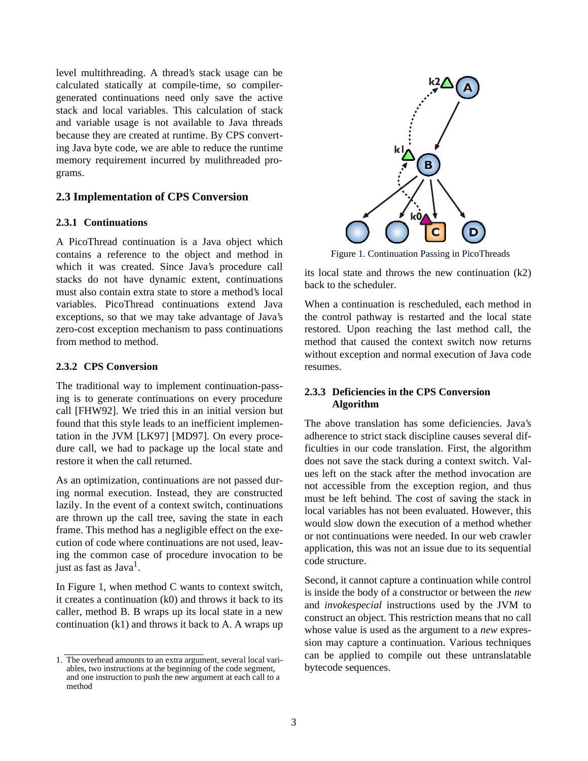level multithreading. A thread's stack usage can be calculated statically at compile-time, so compiler-generated continuations need only save the active stack and local variables. This calculation of stack and variable usage is not available to Java threads because they are created at runtime. By CPS converting Java byte code, we are able to reduce the runtime memory requirement incurred by mulithreaded programs.

## 2.3 Implementation of CPS Conversion

### 2.3.1 Continuations

A PicoThread continuation is a Java object which contains a reference to the object and method in which it was created. Since Java's procedure call stacks do not have dynamic extent, continuations must also contain extra state to store a method's local variables. PicoThread continuations extend Java exceptions, so that we may take advantage of Java's zero-cost exception mechanism to pass continuations from method to method.

### 2.3.2 CPS Conversion

The traditional way to implement continuation-passing is to generate continuations on every procedure call [FHW92]. We tried this in an initial version but found that this style leads to an inefficient implementation in the JVM [LK97] [MD97]. On every procedure call, we had to package up the local state and restore it when the call returned.

As an optimization, continuations are not passed during normal execution. Instead, they are constructed lazily. In the event of a context switch, continuations are thrown up the call tree, saving the state in each frame. This method has a negligible effect on the execution of code where continuations are not used, leaving the common case of procedure invocation to be just as fast as Java[1].

In Figure 1, when method C wants to context switch, it creates a continuation (k0) and throws it back to its caller, method B. B wraps up its local state in a new continuation (k1) and throws it back to A. A wraps up its local state and throws the new continuation (k2) back to the scheduler.

Figure 1. Continuation Passing in PicoThreads

When a continuation is rescheduled, each method in the control pathway is restarted and the local state restored. Upon reaching the last method call, the method that caused the context switch now returns without exception and normal execution of Java code resumes.

### 2.3.3 Deficiencies in the CPS Conversion Algorithm

The above translation has some deficiencies. Java's adherence to strict stack discipline causes several difficulties in our code translation. First, the algorithm does not save the stack during a context switch. Values left on the stack after the method invocation are not accessible from the exception region, and thus must be left behind. The cost of saving the stack in local variables has not been evaluated. However, this would slow down the execution of a method whether or not continuations were needed. In our web crawler application, this was not an issue due to its sequential code structure.

Second, it cannot capture a continuation while control is inside the body of a constructor or between the *new* and *invokespecial* instructions used by the JVM to construct an object. This restriction means that no call whose value is used as the argument to a *new* expression may capture a continuation. Various techniques can be applied to compile out these untranslatable bytecode sequences.

1. The overhead amounts to an extra argument, several local variables, two instructions at the beginning of the code segment, and one instruction to push the new argument at each call to a method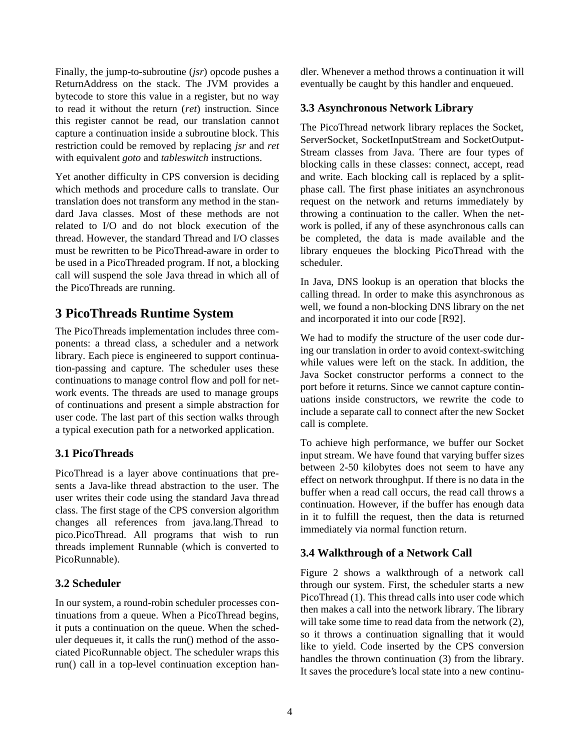Finally, the jump-to-subroutine (*jsr*) opcode pushes a ReturnAddress on the stack. The JVM provides a bytecode to store this value in a register, but no way to read it without the return (*ret*) instruction. Since this register cannot be read, our translation cannot capture a continuation inside a subroutine block. This restriction could be removed by replacing *jsr* and *ret* with equivalent *goto* and *tableswitch* instructions.

Yet another difficulty in CPS conversion is deciding which methods and procedure calls to translate. Our translation does not transform any method in the standard Java classes. Most of these methods are not related to I/O and do not block execution of the thread. However, the standard Thread and I/O classes must be rewritten to be PicoThread-aware in order to be used in a PicoThreaded program. If not, a blocking call will suspend the sole Java thread in which all of the PicoThreads are running.

# 3 PicoThreads Runtime System

The PicoThreads implementation includes three components: a thread class, a scheduler and a network library. Each piece is engineered to support continuation-passing and capture. The scheduler uses these continuations to manage control flow and poll for network events. The threads are used to manage groups of continuations and present a simple abstraction for user code. The last part of this section walks through a typical execution path for a networked application.

## 3.1 PicoThreads

PicoThread is a layer above continuations that presents a Java-like thread abstraction to the user. The user writes their code using the standard Java thread class. The first stage of the CPS conversion algorithm changes all references from java.lang.Thread to pico.PicoThread. All programs that wish to run threads implement Runnable (which is converted to PicoRunnable).

## 3.2 Scheduler

In our system, a round-robin scheduler processes continuations from a queue. When a PicoThread begins, it puts a continuation on the queue. When the scheduler dequeues it, it calls the run() method of the associated PicoRunnable object. The scheduler wraps this run() call in a top-level continuation exception handler. Whenever a method throws a continuation it will eventually be caught by this handler and enqueued.

## 3.3 Asynchronous Network Library

The PicoThread network library replaces the Socket, ServerSocket, SocketInputStream and SocketOutputStream classes from Java. There are four types of blocking calls in these classes: connect, accept, read and write. Each blocking call is replaced by a split-phase call. The first phase initiates an asynchronous request on the network and returns immediately by throwing a continuation to the caller. When the network is polled, if any of these asynchronous calls can be completed, the data is made available and the library enqueues the blocking PicoThread with the scheduler.

In Java, DNS lookup is an operation that blocks the calling thread. In order to make this asynchronous as well, we found a non-blocking DNS library on the net and incorporated it into our code [R92].

We had to modify the structure of the user code during our translation in order to avoid context-switching while values were left on the stack. In addition, the Java Socket constructor performs a connect to the port before it returns. Since we cannot capture continuations inside constructors, we rewrite the code to include a separate call to connect after the new Socket call is complete.

To achieve high performance, we buffer our Socket input stream. We have found that varying buffer sizes between 2-50 kilobytes does not seem to have any effect on network throughput. If there is no data in the buffer when a read call occurs, the read call throws a continuation. However, if the buffer has enough data in it to fulfill the request, then the data is returned immediately via normal function return.

## 3.4 Walkthrough of a Network Call

Figure 2 shows a walkthrough of a network call through our system. First, the scheduler starts a new PicoThread (1). This thread calls into user code which then makes a call into the network library. The library will take some time to read data from the network (2), so it throws a continuation signalling that it would like to yield. Code inserted by the CPS conversion handles the thrown continuation (3) from the library. It saves the procedure's local state into a new continu-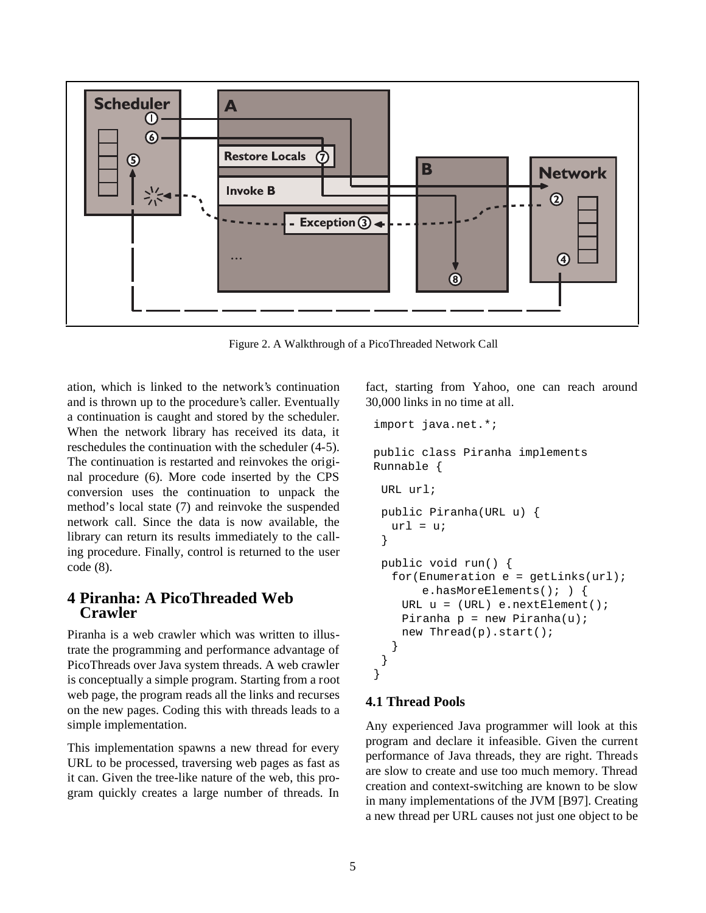Figure 2. A Walkthrough of a PicoThreaded Network Call

ation, which is linked to the network's continuation and is thrown up to the procedure's caller. Eventually a continuation is caught and stored by the scheduler. When the network library has received its data, it reschedules the continuation with the scheduler (4-5). The continuation is restarted and reinvokes the original procedure (6). More code inserted by the CPS conversion uses the continuation to unpack the method's local state (7) and reinvoke the suspended network call. Since the data is now available, the library can return its results immediately to the calling procedure. Finally, control is returned to the user code (8).

## 4 Piranha: A PicoThreaded Web Crawler

Piranha is a web crawler which was written to illustrate the programming and performance advantage of PicoThreads over Java system threads. A web crawler is conceptually a simple program. Starting from a root web page, the program reads all the links and recurses on the new pages. Coding this with threads leads to a simple implementation.

This implementation spawns a new thread for every URL to be processed, traversing web pages as fast as it can. Given the tree-like nature of the web, this program quickly creates a large number of threads. In fact, starting from Yahoo, one can reach around 30,000 links in no time at all.

```
import java.net.*;

public class Piranha implements
Runnable {

 URL url;

 public Piranha(URL u) {
   url = u;
 }

 public void run() {
   for(Enumeration e = getLinks(url);
        e.hasMoreElements(); ) {
     URL u = (URL) e.nextElement();
     Piranha p = new Piranha(u);
     new Thread(p).start();
   }
 }
}
```

### 4.1 Thread Pools

Any experienced Java programmer will look at this program and declare it infeasible. Given the current performance of Java threads, they are right. Threads are slow to create and use too much memory. Thread creation and context-switching are known to be slow in many implementations of the JVM [B97]. Creating a new thread per URL causes not just one object to be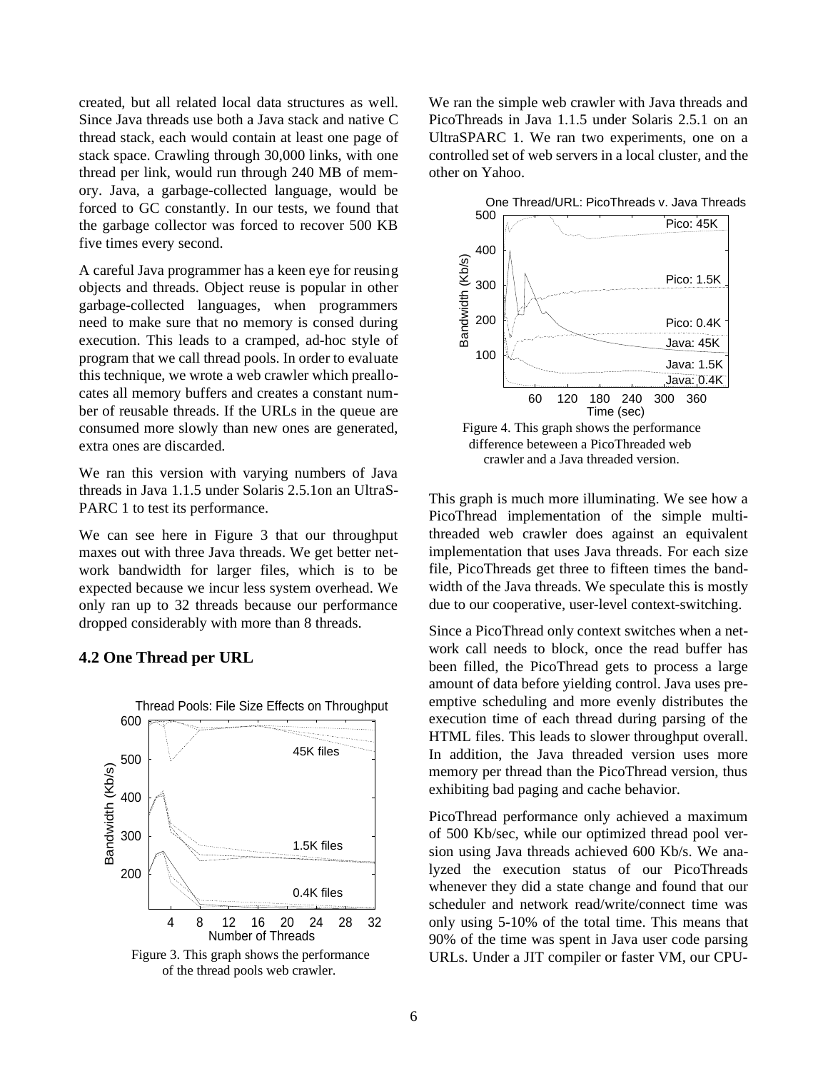created, but all related local data structures as well. Since Java threads use both a Java stack and native C thread stack, each would contain at least one page of stack space. Crawling through 30,000 links, with one thread per link, would run through 240 MB of memory. Java, a garbage-collected language, would be forced to GC constantly. In our tests, we found that the garbage collector was forced to recover 500 KB five times every second.

A careful Java programmer has a keen eye for reusing objects and threads. Object reuse is popular in other garbage-collected languages, when programmers need to make sure that no memory is consed during execution. This leads to a cramped, ad-hoc style of program that we call thread pools. In order to evaluate this technique, we wrote a web crawler which preallocates all memory buffers and creates a constant number of reusable threads. If the URLs in the queue are consumed more slowly than new ones are generated, extra ones are discarded.

We ran this version with varying numbers of Java threads in Java 1.1.5 under Solaris 2.5.1on an UltraSPARC 1 to test its performance.

We can see here in Figure 3 that our throughput maxes out with three Java threads. We get better network bandwidth for larger files, which is to be expected because we incur less system overhead. We only ran up to 32 threads because our performance dropped considerably with more than 8 threads.

### 4.2 One Thread per URL

Figure 3. This graph shows the performance of the thread pools web crawler.

We ran the simple web crawler with Java threads and PicoThreads in Java 1.1.5 under Solaris 2.5.1 on an UltraSPARC 1. We ran two experiments, one on a controlled set of web servers in a local cluster, and the other on Yahoo.

Figure 4. This graph shows the performance difference beteween a PicoThreaded web crawler and a Java threaded version.

This graph is much more illuminating. We see how a PicoThread implementation of the simple multithreaded web crawler does against an equivalent implementation that uses Java threads. For each size file, PicoThreads get three to fifteen times the bandwidth of the Java threads. We speculate this is mostly due to our cooperative, user-level context-switching.

Since a PicoThread only context switches when a network call needs to block, once the read buffer has been filled, the PicoThread gets to process a large amount of data before yielding control. Java uses preemptive scheduling and more evenly distributes the execution time of each thread during parsing of the HTML files. This leads to slower throughput overall. In addition, the Java threaded version uses more memory per thread than the PicoThread version, thus exhibiting bad paging and cache behavior.

PicoThread performance only achieved a maximum of 500 Kb/sec, while our optimized thread pool version using Java threads achieved 600 Kb/s. We analyzed the execution status of our PicoThreads whenever they did a state change and found that our scheduler and network read/write/connect time was only using 5-10% of the total time. This means that 90% of the time was spent in Java user code parsing URLs. Under a JIT compiler or faster VM, our CPU-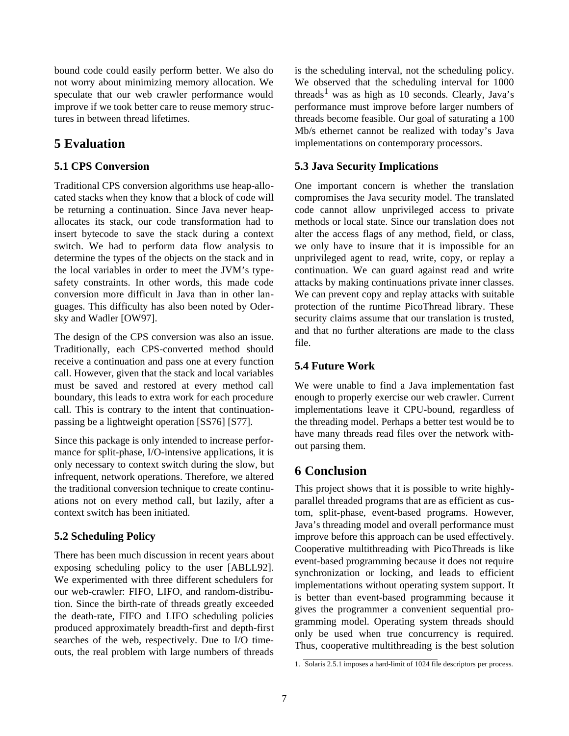bound code could easily perform better. We also do not worry about minimizing memory allocation. We speculate that our web crawler performance would improve if we took better care to reuse memory structures in between thread lifetimes.

# 5 Evaluation

## 5.1 CPS Conversion

Traditional CPS conversion algorithms use heap-allocated stacks when they know that a block of code will be returning a continuation. Since Java never heap-allocates its stack, our code transformation had to insert bytecode to save the stack during a context switch. We had to perform data flow analysis to determine the types of the objects on the stack and in the local variables in order to meet the JVM's type-safety constraints. In other words, this made code conversion more difficult in Java than in other languages. This difficulty has also been noted by Odersky and Wadler [OW97].

The design of the CPS conversion was also an issue. Traditionally, each CPS-converted method should receive a continuation and pass one at every function call. However, given that the stack and local variables must be saved and restored at every method call boundary, this leads to extra work for each procedure call. This is contrary to the intent that continuation-passing be a lightweight operation [SS76] [S77].

Since this package is only intended to increase performance for split-phase, I/O-intensive applications, it is only necessary to context switch during the slow, but infrequent, network operations. Therefore, we altered the traditional conversion technique to create continuations not on every method call, but lazily, after a context switch has been initiated.

## 5.2 Scheduling Policy

There has been much discussion in recent years about exposing scheduling policy to the user [ABLL92]. We experimented with three different schedulers for our web-crawler: FIFO, LIFO, and random-distribution. Since the birth-rate of threads greatly exceeded the death-rate, FIFO and LIFO scheduling policies produced approximately breadth-first and depth-first searches of the web, respectively. Due to I/O timeouts, the real problem with large numbers of threads is the scheduling interval, not the scheduling policy. We observed that the scheduling interval for 1000 threads[1] was as high as 10 seconds. Clearly, Java's performance must improve before larger numbers of threads become feasible. Our goal of saturating a 100 Mb/s ethernet cannot be realized with today's Java implementations on contemporary processors.

## 5.3 Java Security Implications

One important concern is whether the translation compromises the Java security model. The translated code cannot allow unprivileged access to private methods or local state. Since our translation does not alter the access flags of any method, field, or class, we only have to insure that it is impossible for an unprivileged agent to read, write, copy, or replay a continuation. We can guard against read and write attacks by making continuations private inner classes. We can prevent copy and replay attacks with suitable protection of the runtime PicoThread library. These security claims assume that our translation is trusted, and that no further alterations are made to the class file.

## 5.4 Future Work

We were unable to find a Java implementation fast enough to properly exercise our web crawler. Current implementations leave it CPU-bound, regardless of the threading model. Perhaps a better test would be to have many threads read files over the network without parsing them.

# 6 Conclusion

This project shows that it is possible to write highly-parallel threaded programs that are as efficient as custom, split-phase, event-based programs. However, Java's threading model and overall performance must improve before this approach can be used effectively. Cooperative multithreading with PicoThreads is like event-based programming because it does not require synchronization or locking, and leads to efficient implementations without operating system support. It is better than event-based programming because it gives the programmer a convenient sequential programming model. Operating system threads should only be used when true concurrency is required. Thus, cooperative multithreading is the best solution

1. Solaris 2.5.1 imposes a hard-limit of 1024 file descriptors per process.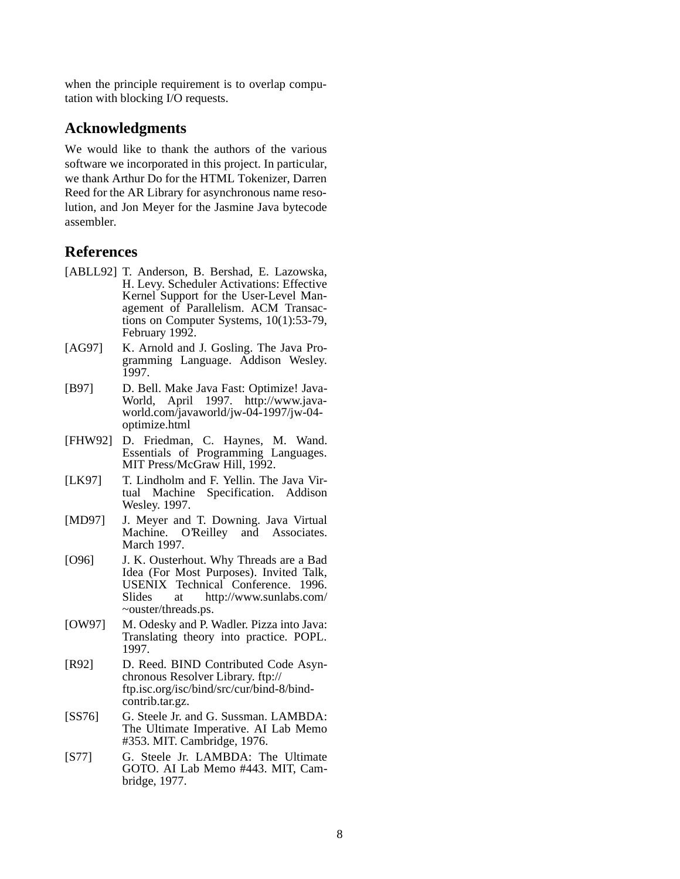when the principle requirement is to overlap computation with blocking I/O requests.

## Acknowledgments

We would like to thank the authors of the various software we incorporated in this project. In particular, we thank Arthur Do for the HTML Tokenizer, Darren Reed for the AR Library for asynchronous name resolution, and Jon Meyer for the Jasmine Java bytecode assembler.

## References

[ABLL92] T. Anderson, B. Bershad, E. Lazowska, H. Levy. Scheduler Activations: Effective Kernel Support for the User-Level Management of Parallelism. ACM Transactions on Computer Systems, 10(1):53-79, February 1992.

[AG97] K. Arnold and J. Gosling. The Java Programming Language. Addison Wesley. 1997.

[B97] D. Bell. Make Java Fast: Optimize! JavaWorld, April 1997. http://www.javaworld.com/javaworld/jw-04-1997/jw-04-optimize.html

[FHW92] D. Friedman, C. Haynes, M. Wand. Essentials of Programming Languages. MIT Press/McGraw Hill, 1992.

[LK97] T. Lindholm and F. Yellin. The Java Virtual Machine Specification. Addison Wesley. 1997.

[MD97] J. Meyer and T. Downing. Java Virtual Machine. O'Reilley and Associates. March 1997.

[O96] J. K. Ousterhout. Why Threads are a Bad Idea (For Most Purposes). Invited Talk, USENIX Technical Conference. 1996. Slides at http://www.sunlabs.com/~ouster/threads.ps.

[OW97] M. Odesky and P. Wadler. Pizza into Java: Translating theory into practice. POPL. 1997.

[R92] D. Reed. BIND Contributed Code Asynchronous Resolver Library. ftp://ftp.isc.org/isc/bind/src/cur/bind-8/bind-contrib.tar.gz.

[SS76] G. Steele Jr. and G. Sussman. LAMBDA: The Ultimate Imperative. AI Lab Memo #353. MIT. Cambridge, 1976.

[S77] G. Steele Jr. LAMBDA: The Ultimate GOTO. AI Lab Memo #443. MIT, Cambridge, 1977.